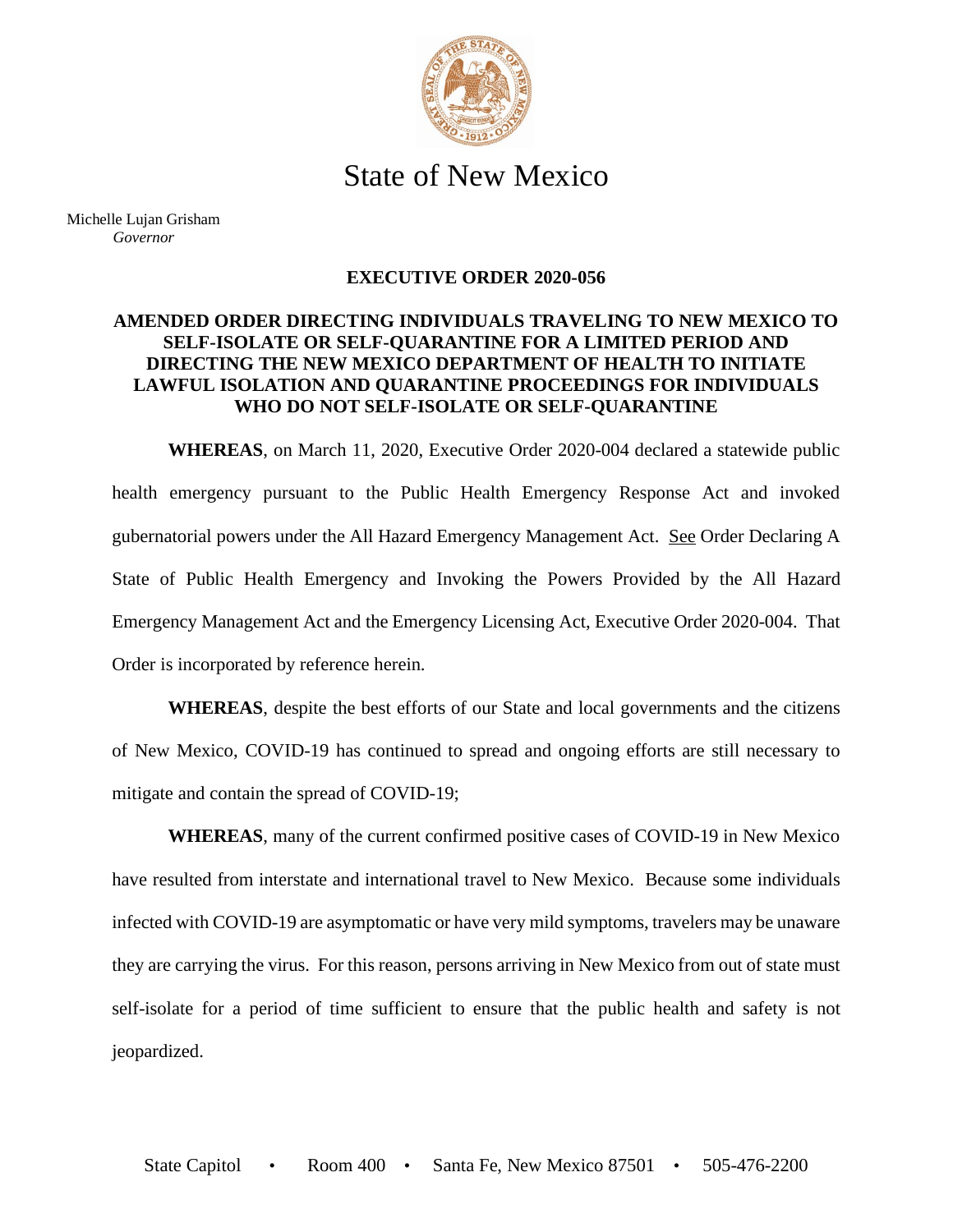# State of New Mexico

Michelle Lujan Grisham
*Governor*

## EXECUTIVE ORDER 2020-056

### AMENDED ORDER DIRECTING INDIVIDUALS TRAVELING TO NEW MEXICO TO SELF-ISOLATE OR SELF-QUARANTINE FOR A LIMITED PERIOD AND DIRECTING THE NEW MEXICO DEPARTMENT OF HEALTH TO INITIATE LAWFUL ISOLATION AND QUARANTINE PROCEEDINGS FOR INDIVIDUALS WHO DO NOT SELF-ISOLATE OR SELF-QUARANTINE

**WHEREAS**, on March 11, 2020, Executive Order 2020-004 declared a statewide public health emergency pursuant to the Public Health Emergency Response Act and invoked gubernatorial powers under the All Hazard Emergency Management Act. See Order Declaring A State of Public Health Emergency and Invoking the Powers Provided by the All Hazard Emergency Management Act and the Emergency Licensing Act, Executive Order 2020-004. That Order is incorporated by reference herein.

**WHEREAS**, despite the best efforts of our State and local governments and the citizens of New Mexico, COVID-19 has continued to spread and ongoing efforts are still necessary to mitigate and contain the spread of COVID-19;

**WHEREAS**, many of the current confirmed positive cases of COVID-19 in New Mexico have resulted from interstate and international travel to New Mexico. Because some individuals infected with COVID-19 are asymptomatic or have very mild symptoms, travelers may be unaware they are carrying the virus. For this reason, persons arriving in New Mexico from out of state must self-isolate for a period of time sufficient to ensure that the public health and safety is not jeopardized.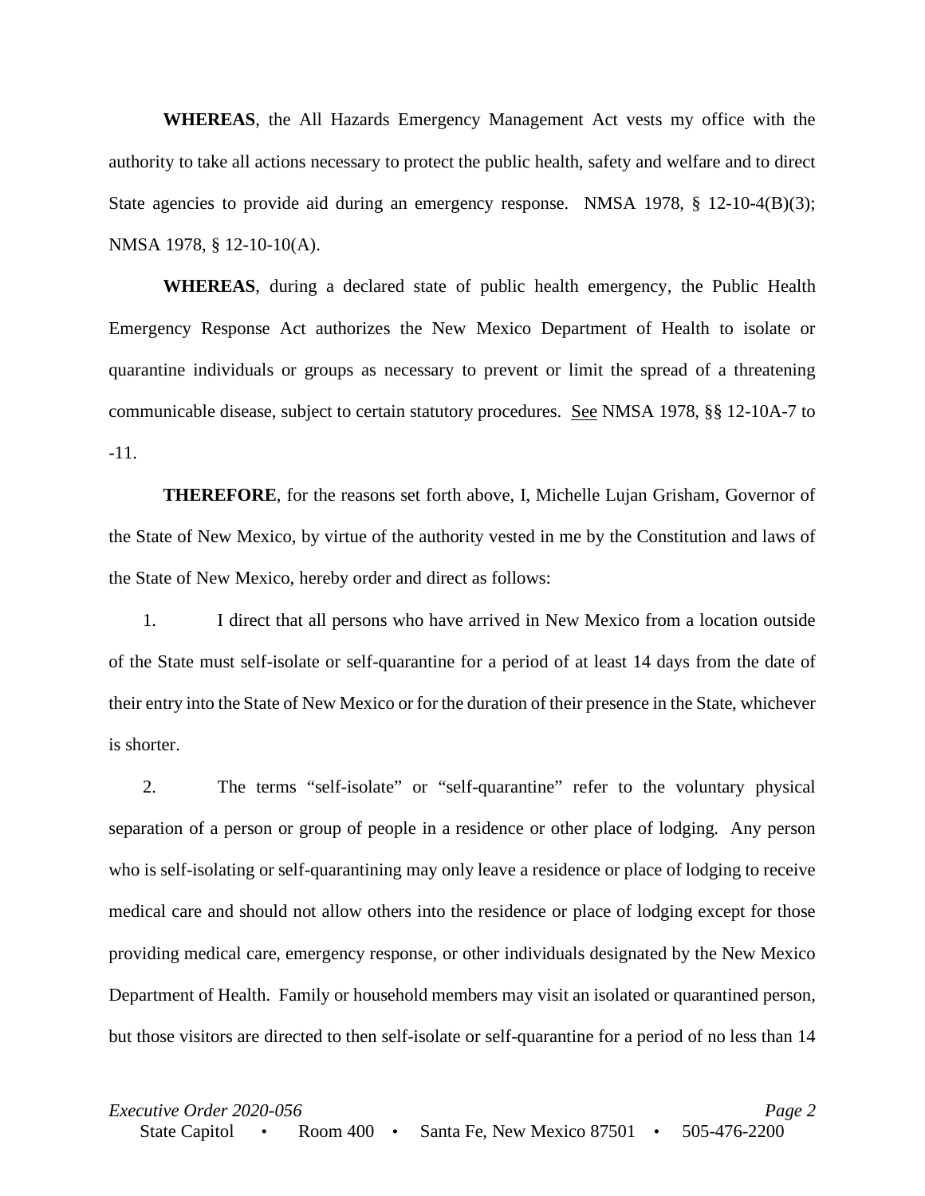**WHEREAS**, the All Hazards Emergency Management Act vests my office with the authority to take all actions necessary to protect the public health, safety and welfare and to direct State agencies to provide aid during an emergency response. NMSA 1978, § 12-10-4(B)(3); NMSA 1978, § 12-10-10(A).

**WHEREAS**, during a declared state of public health emergency, the Public Health Emergency Response Act authorizes the New Mexico Department of Health to isolate or quarantine individuals or groups as necessary to prevent or limit the spread of a threatening communicable disease, subject to certain statutory procedures. See NMSA 1978, §§ 12-10A-7 to -11.

**THEREFORE**, for the reasons set forth above, I, Michelle Lujan Grisham, Governor of the State of New Mexico, by virtue of the authority vested in me by the Constitution and laws of the State of New Mexico, hereby order and direct as follows:

1. I direct that all persons who have arrived in New Mexico from a location outside of the State must self-isolate or self-quarantine for a period of at least 14 days from the date of their entry into the State of New Mexico or for the duration of their presence in the State, whichever is shorter.

2. The terms "self-isolate" or "self-quarantine" refer to the voluntary physical separation of a person or group of people in a residence or other place of lodging. Any person who is self-isolating or self-quarantining may only leave a residence or place of lodging to receive medical care and should not allow others into the residence or place of lodging except for those providing medical care, emergency response, or other individuals designated by the New Mexico Department of Health. Family or household members may visit an isolated or quarantined person, but those visitors are directed to then self-isolate or self-quarantine for a period of no less than 14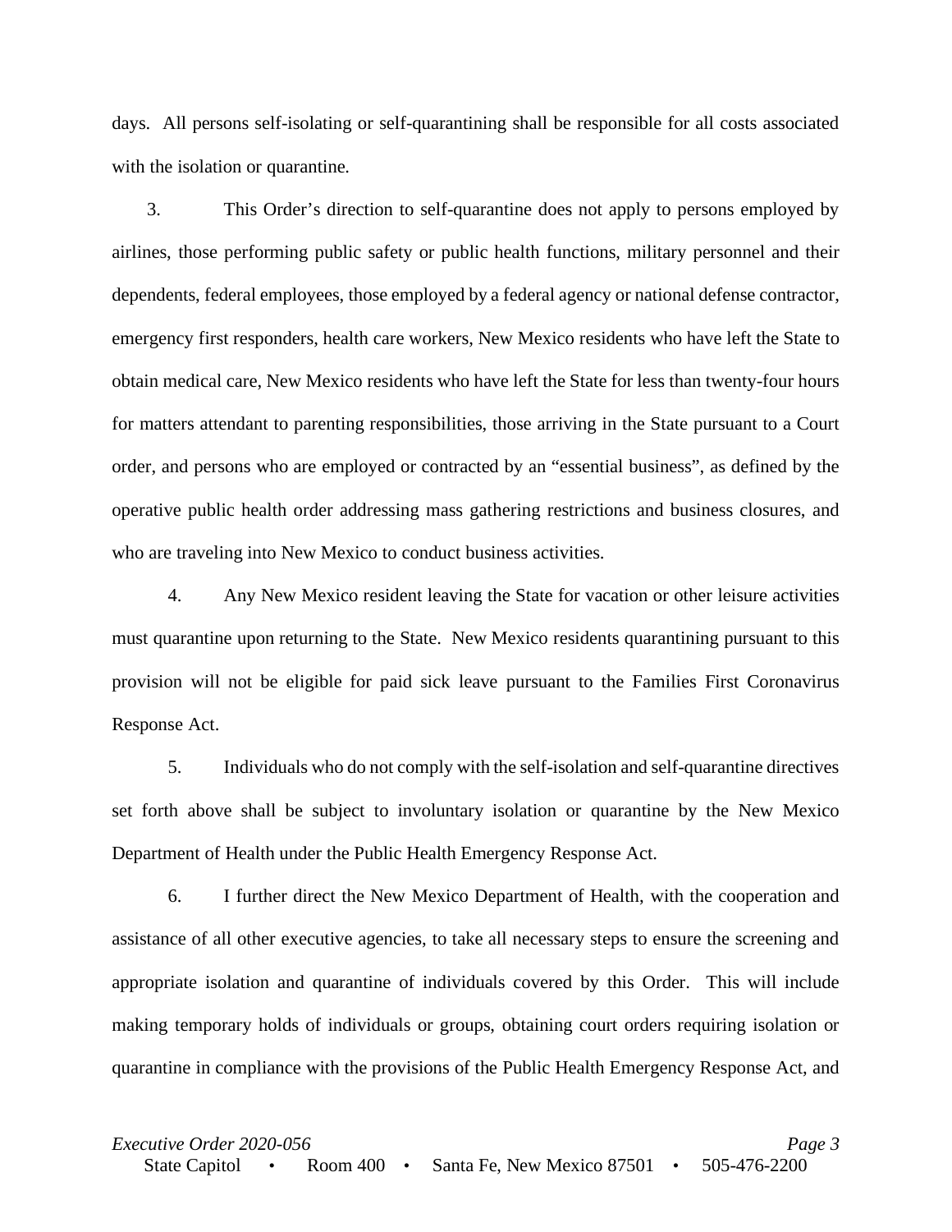days. All persons self-isolating or self-quarantining shall be responsible for all costs associated with the isolation or quarantine.

3. This Order's direction to self-quarantine does not apply to persons employed by airlines, those performing public safety or public health functions, military personnel and their dependents, federal employees, those employed by a federal agency or national defense contractor, emergency first responders, health care workers, New Mexico residents who have left the State to obtain medical care, New Mexico residents who have left the State for less than twenty-four hours for matters attendant to parenting responsibilities, those arriving in the State pursuant to a Court order, and persons who are employed or contracted by an "essential business", as defined by the operative public health order addressing mass gathering restrictions and business closures, and who are traveling into New Mexico to conduct business activities.

4. Any New Mexico resident leaving the State for vacation or other leisure activities must quarantine upon returning to the State. New Mexico residents quarantining pursuant to this provision will not be eligible for paid sick leave pursuant to the Families First Coronavirus Response Act.

5. Individuals who do not comply with the self-isolation and self-quarantine directives set forth above shall be subject to involuntary isolation or quarantine by the New Mexico Department of Health under the Public Health Emergency Response Act.

6. I further direct the New Mexico Department of Health, with the cooperation and assistance of all other executive agencies, to take all necessary steps to ensure the screening and appropriate isolation and quarantine of individuals covered by this Order. This will include making temporary holds of individuals or groups, obtaining court orders requiring isolation or quarantine in compliance with the provisions of the Public Health Emergency Response Act, and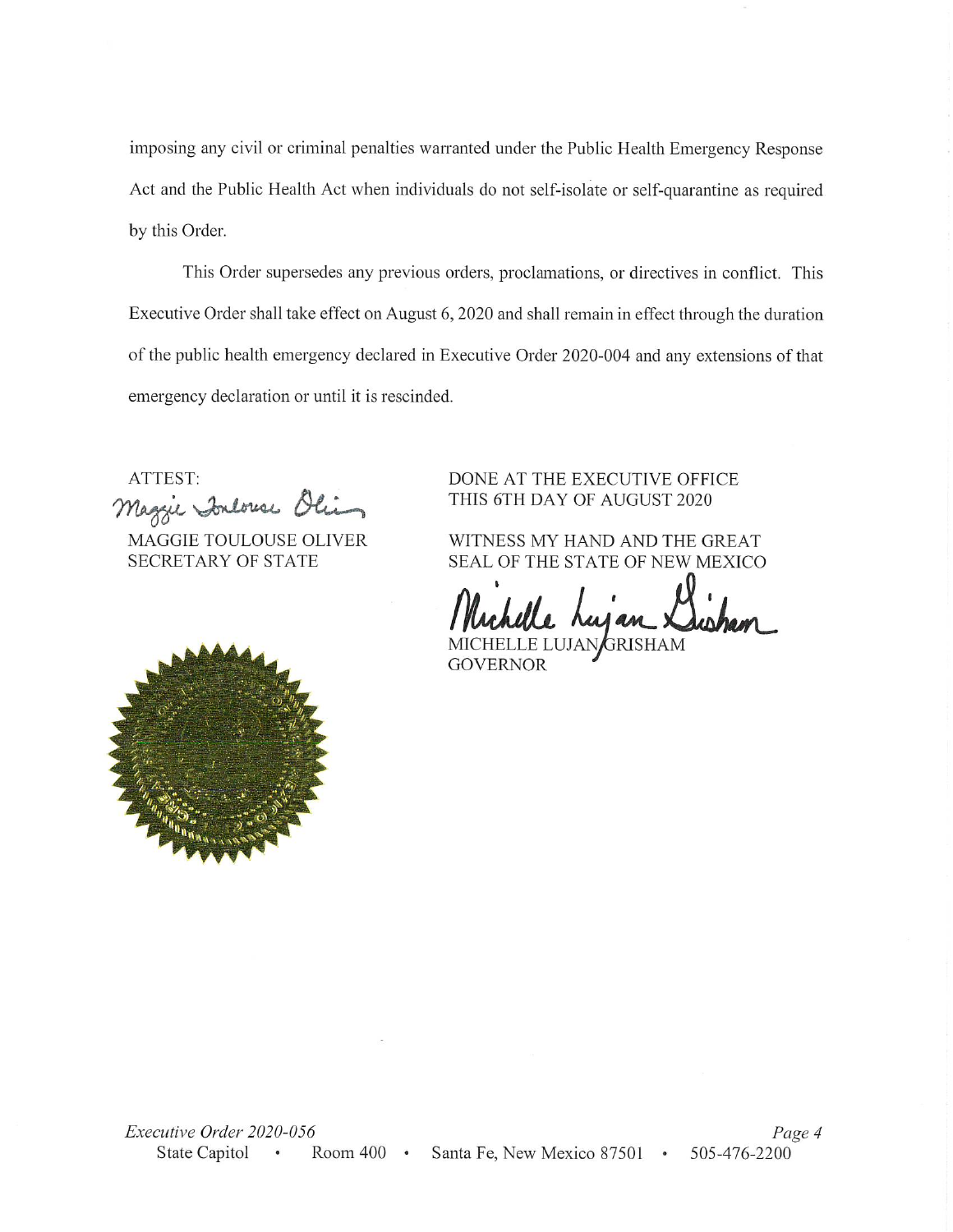imposing any civil or criminal penalties warranted under the Public Health Emergency Response Act and the Public Health Act when individuals do not self-isolate or self-quarantine as required by this Order.

This Order supersedes any previous orders, proclamations, or directives in conflict. This Executive Order shall take effect on August 6, 2020 and shall remain in effect through the duration of the public health emergency declared in Executive Order 2020-004 and any extensions of that emergency declaration or until it is rescinded.

ATTEST:

MAGGIE TOULOUSE OLIVER
SECRETARY OF STATE

DONE AT THE EXECUTIVE OFFICE
THIS 6TH DAY OF AUGUST 2020

WITNESS MY HAND AND THE GREAT
SEAL OF THE STATE OF NEW MEXICO

MICHELLE LUJAN GRISHAM
GOVERNOR